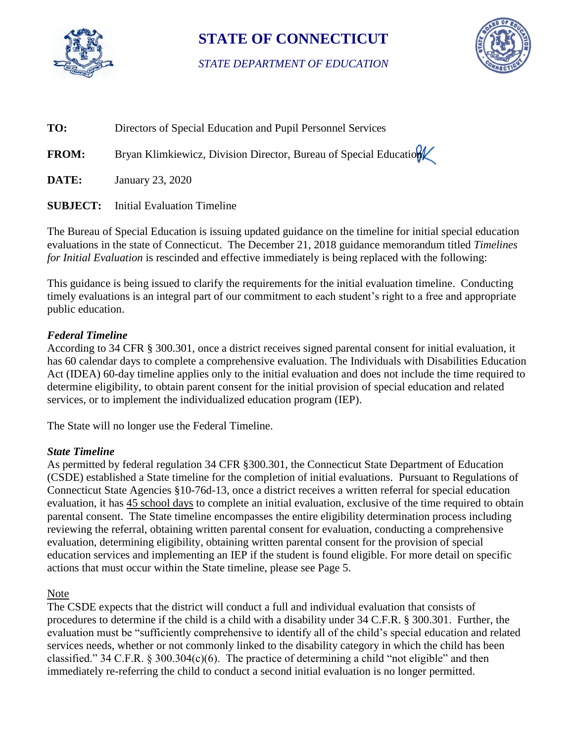# STATE OF CONNECTICUT

*STATE DEPARTMENT OF EDUCATION*

**TO:** Directors of Special Education and Pupil Personnel Services

**FROM:** Bryan Klimkiewicz, Division Director, Bureau of Special Education

**DATE:** January 23, 2020

**SUBJECT:** Initial Evaluation Timeline

The Bureau of Special Education is issuing updated guidance on the timeline for initial special education evaluations in the state of Connecticut. The December 21, 2018 guidance memorandum titled *Timelines for Initial Evaluation* is rescinded and effective immediately is being replaced with the following:

This guidance is being issued to clarify the requirements for the initial evaluation timeline. Conducting timely evaluations is an integral part of our commitment to each student's right to a free and appropriate public education.

***Federal Timeline***

According to 34 CFR § 300.301, once a district receives signed parental consent for initial evaluation, it has 60 calendar days to complete a comprehensive evaluation. The Individuals with Disabilities Education Act (IDEA) 60-day timeline applies only to the initial evaluation and does not include the time required to determine eligibility, to obtain parent consent for the initial provision of special education and related services, or to implement the individualized education program (IEP).

The State will no longer use the Federal Timeline.

***State Timeline***

As permitted by federal regulation 34 CFR §300.301, the Connecticut State Department of Education (CSDE) established a State timeline for the completion of initial evaluations. Pursuant to Regulations of Connecticut State Agencies §10-76d-13, once a district receives a written referral for special education evaluation, it has 45 school days to complete an initial evaluation, exclusive of the time required to obtain parental consent. The State timeline encompasses the entire eligibility determination process including reviewing the referral, obtaining written parental consent for evaluation, conducting a comprehensive evaluation, determining eligibility, obtaining written parental consent for the provision of special education services and implementing an IEP if the student is found eligible. For more detail on specific actions that must occur within the State timeline, please see Page 5.

Note

The CSDE expects that the district will conduct a full and individual evaluation that consists of procedures to determine if the child is a child with a disability under 34 C.F.R. § 300.301. Further, the evaluation must be "sufficiently comprehensive to identify all of the child's special education and related services needs, whether or not commonly linked to the disability category in which the child has been classified." 34 C.F.R. § 300.304(c)(6). The practice of determining a child "not eligible" and then immediately re-referring the child to conduct a second initial evaluation is no longer permitted.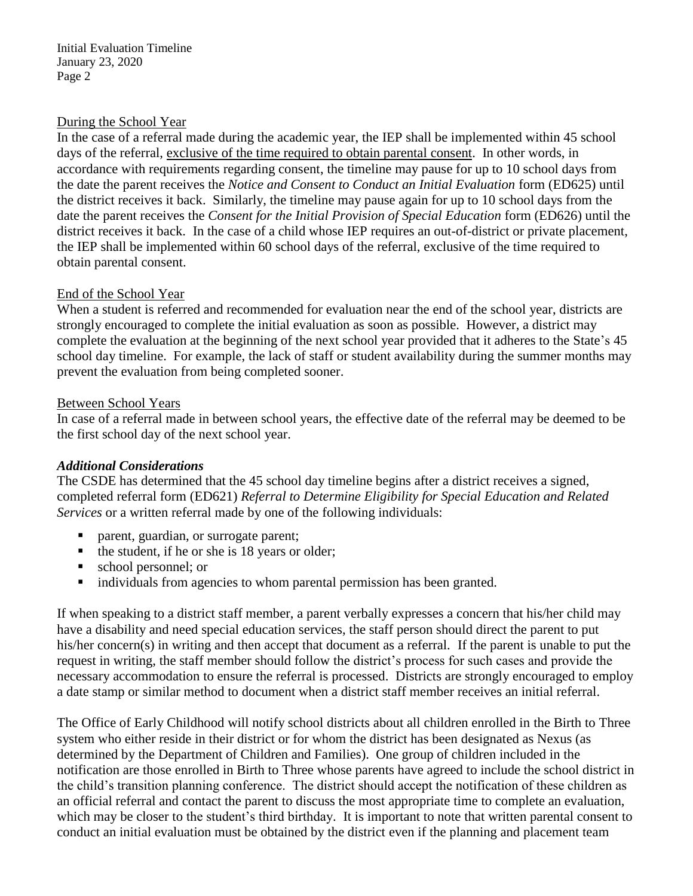During the School Year

In the case of a referral made during the academic year, the IEP shall be implemented within 45 school days of the referral, exclusive of the time required to obtain parental consent. In other words, in accordance with requirements regarding consent, the timeline may pause for up to 10 school days from the date the parent receives the *Notice and Consent to Conduct an Initial Evaluation* form (ED625) until the district receives it back. Similarly, the timeline may pause again for up to 10 school days from the date the parent receives the *Consent for the Initial Provision of Special Education* form (ED626) until the district receives it back. In the case of a child whose IEP requires an out-of-district or private placement, the IEP shall be implemented within 60 school days of the referral, exclusive of the time required to obtain parental consent.

End of the School Year

When a student is referred and recommended for evaluation near the end of the school year, districts are strongly encouraged to complete the initial evaluation as soon as possible. However, a district may complete the evaluation at the beginning of the next school year provided that it adheres to the State's 45 school day timeline. For example, the lack of staff or student availability during the summer months may prevent the evaluation from being completed sooner.

Between School Years

In case of a referral made in between school years, the effective date of the referral may be deemed to be the first school day of the next school year.

### ***Additional Considerations***

The CSDE has determined that the 45 school day timeline begins after a district receives a signed, completed referral form (ED621) *Referral to Determine Eligibility for Special Education and Related Services* or a written referral made by one of the following individuals:

- parent, guardian, or surrogate parent;
- the student, if he or she is 18 years or older;
- school personnel; or
- individuals from agencies to whom parental permission has been granted.

If when speaking to a district staff member, a parent verbally expresses a concern that his/her child may have a disability and need special education services, the staff person should direct the parent to put his/her concern(s) in writing and then accept that document as a referral. If the parent is unable to put the request in writing, the staff member should follow the district's process for such cases and provide the necessary accommodation to ensure the referral is processed. Districts are strongly encouraged to employ a date stamp or similar method to document when a district staff member receives an initial referral.

The Office of Early Childhood will notify school districts about all children enrolled in the Birth to Three system who either reside in their district or for whom the district has been designated as Nexus (as determined by the Department of Children and Families). One group of children included in the notification are those enrolled in Birth to Three whose parents have agreed to include the school district in the child's transition planning conference. The district should accept the notification of these children as an official referral and contact the parent to discuss the most appropriate time to complete an evaluation, which may be closer to the student's third birthday. It is important to note that written parental consent to conduct an initial evaluation must be obtained by the district even if the planning and placement team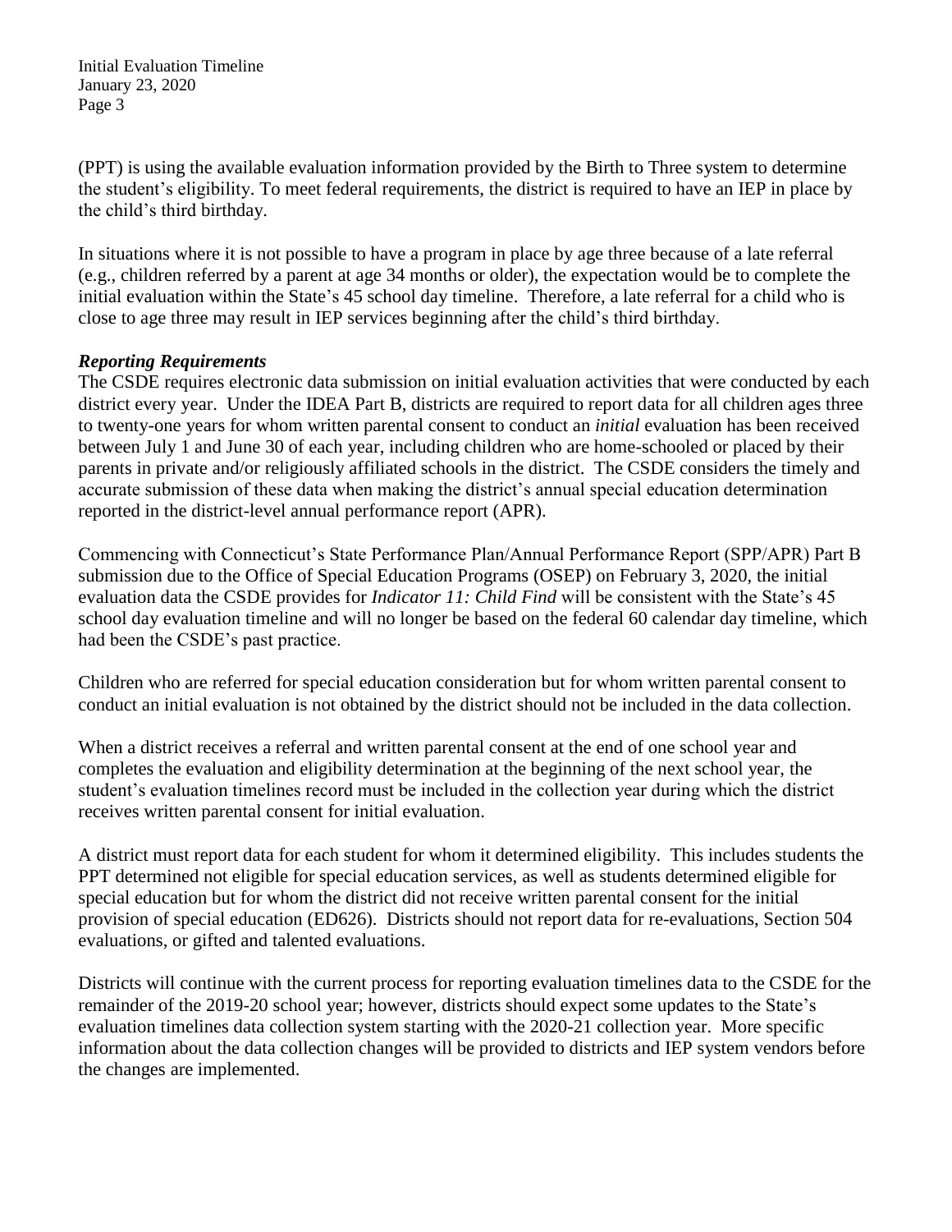(PPT) is using the available evaluation information provided by the Birth to Three system to determine the student's eligibility. To meet federal requirements, the district is required to have an IEP in place by the child's third birthday.

In situations where it is not possible to have a program in place by age three because of a late referral (e.g., children referred by a parent at age 34 months or older), the expectation would be to complete the initial evaluation within the State's 45 school day timeline. Therefore, a late referral for a child who is close to age three may result in IEP services beginning after the child's third birthday.

***Reporting Requirements***

The CSDE requires electronic data submission on initial evaluation activities that were conducted by each district every year. Under the IDEA Part B, districts are required to report data for all children ages three to twenty-one years for whom written parental consent to conduct an *initial* evaluation has been received between July 1 and June 30 of each year, including children who are home-schooled or placed by their parents in private and/or religiously affiliated schools in the district. The CSDE considers the timely and accurate submission of these data when making the district's annual special education determination reported in the district-level annual performance report (APR).

Commencing with Connecticut's State Performance Plan/Annual Performance Report (SPP/APR) Part B submission due to the Office of Special Education Programs (OSEP) on February 3, 2020, the initial evaluation data the CSDE provides for *Indicator 11: Child Find* will be consistent with the State's 45 school day evaluation timeline and will no longer be based on the federal 60 calendar day timeline, which had been the CSDE's past practice.

Children who are referred for special education consideration but for whom written parental consent to conduct an initial evaluation is not obtained by the district should not be included in the data collection.

When a district receives a referral and written parental consent at the end of one school year and completes the evaluation and eligibility determination at the beginning of the next school year, the student's evaluation timelines record must be included in the collection year during which the district receives written parental consent for initial evaluation.

A district must report data for each student for whom it determined eligibility. This includes students the PPT determined not eligible for special education services, as well as students determined eligible for special education but for whom the district did not receive written parental consent for the initial provision of special education (ED626). Districts should not report data for re-evaluations, Section 504 evaluations, or gifted and talented evaluations.

Districts will continue with the current process for reporting evaluation timelines data to the CSDE for the remainder of the 2019-20 school year; however, districts should expect some updates to the State's evaluation timelines data collection system starting with the 2020-21 collection year. More specific information about the data collection changes will be provided to districts and IEP system vendors before the changes are implemented.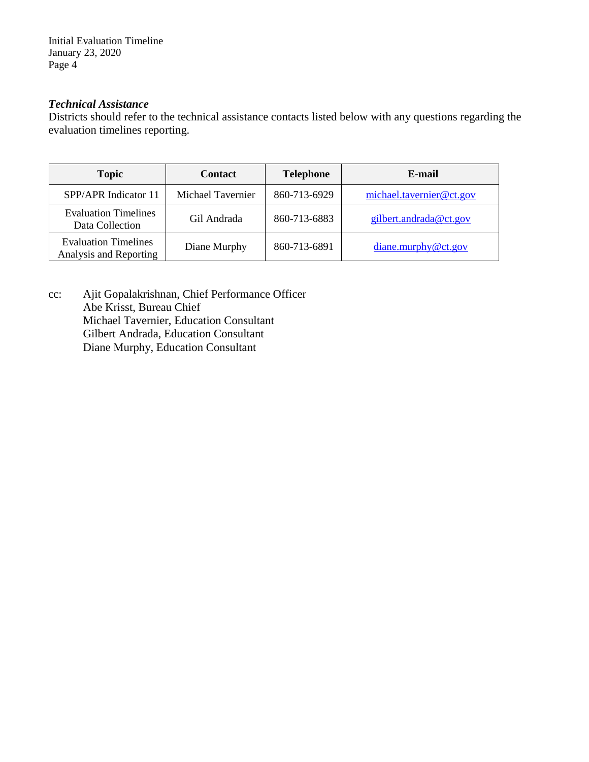***Technical Assistance***
Districts should refer to the technical assistance contacts listed below with any questions regarding the evaluation timelines reporting.

| Topic | Contact | Telephone | E-mail |
| --- | --- | --- | --- |
| SPP/APR Indicator 11 | Michael Tavernier | 860-713-6929 | michael.tavernier@ct.gov |
| Evaluation Timelines Data Collection | Gil Andrada | 860-713-6883 | gilbert.andrada@ct.gov |
| Evaluation Timelines Analysis and Reporting | Diane Murphy | 860-713-6891 | diane.murphy@ct.gov |

cc: Ajit Gopalakrishnan, Chief Performance Officer
Abe Krisst, Bureau Chief
Michael Tavernier, Education Consultant
Gilbert Andrada, Education Consultant
Diane Murphy, Education Consultant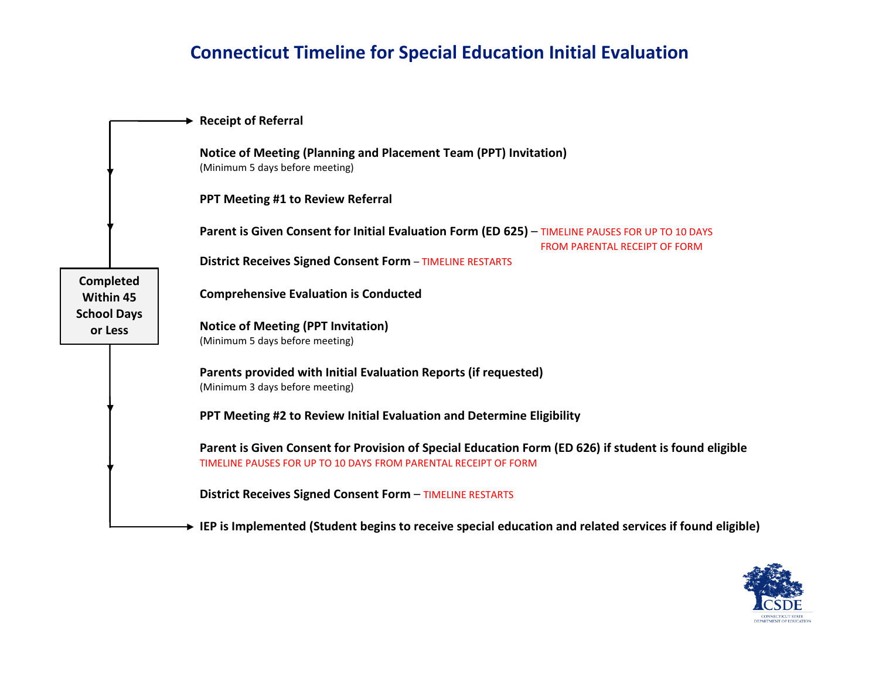# Connecticut Timeline for Special Education Initial Evaluation

**Completed Within 45 School Days or Less**

**Receipt of Referral**

**Notice of Meeting (Planning and Placement Team (PPT) Invitation)**
(Minimum 5 days before meeting)

**PPT Meeting #1 to Review Referral**

**Parent is Given Consent for Initial Evaluation Form (ED 625)** – TIMELINE PAUSES FOR UP TO 10 DAYS FROM PARENTAL RECEIPT OF FORM

**District Receives Signed Consent Form** – TIMELINE RESTARTS

**Comprehensive Evaluation is Conducted**

**Notice of Meeting (PPT Invitation)**
(Minimum 5 days before meeting)

**Parents provided with Initial Evaluation Reports (if requested)**
(Minimum 3 days before meeting)

**PPT Meeting #2 to Review Initial Evaluation and Determine Eligibility**

**Parent is Given Consent for Provision of Special Education Form (ED 626) if student is found eligible**
TIMELINE PAUSES FOR UP TO 10 DAYS FROM PARENTAL RECEIPT OF FORM

**District Receives Signed Consent Form** – TIMELINE RESTARTS

**IEP is Implemented (Student begins to receive special education and related services if found eligible)**

CSDE
CONNECTICUT STATE DEPARTMENT OF EDUCATION